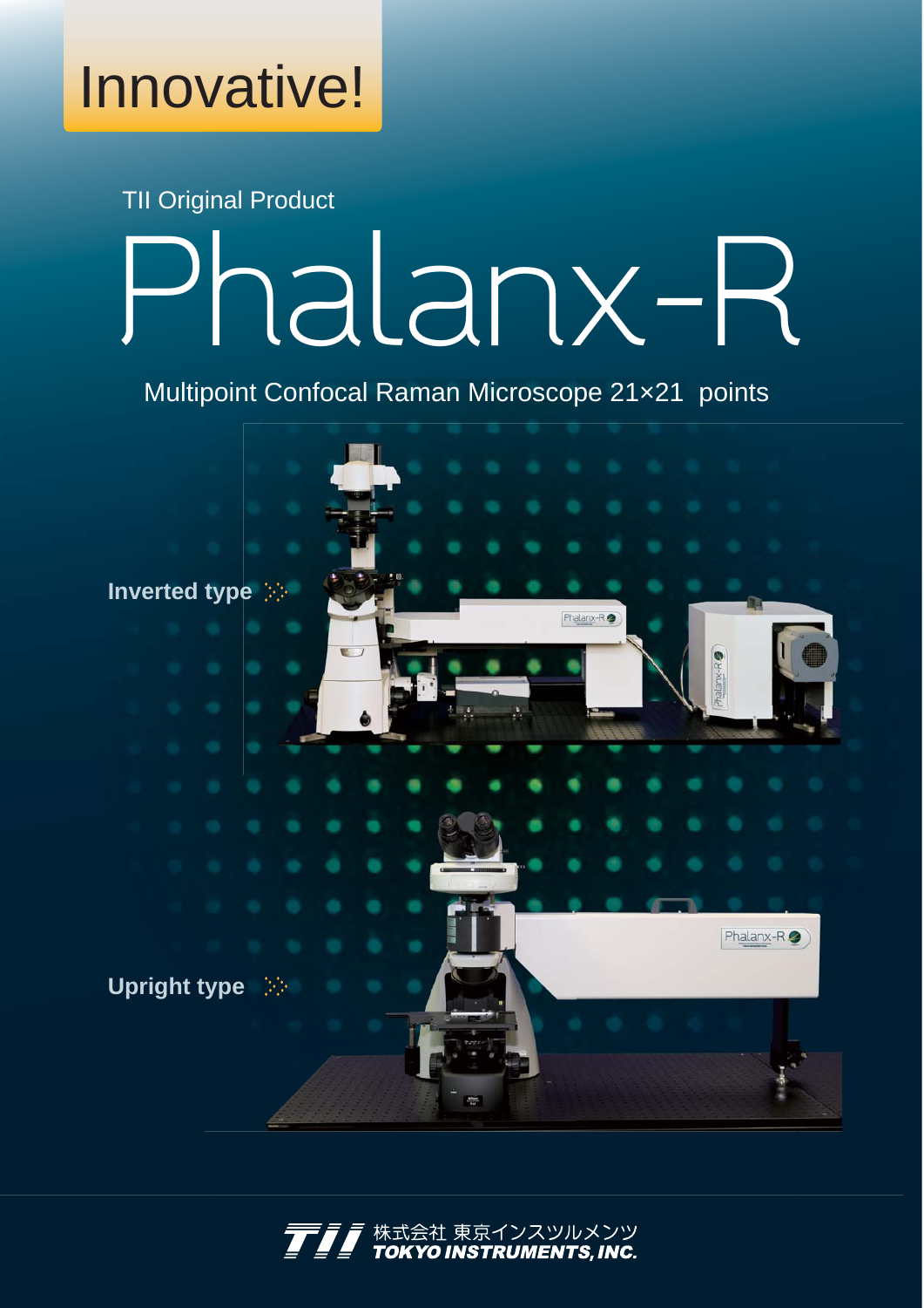Innovative!

TII Original Product

# Phalanx-R

Multipoint Confocal Raman Microscope 21×21 points

**Inverted type**

**Upright type**

株式会社 東京インスツルメンツ
TOKYO INSTRUMENTS, INC.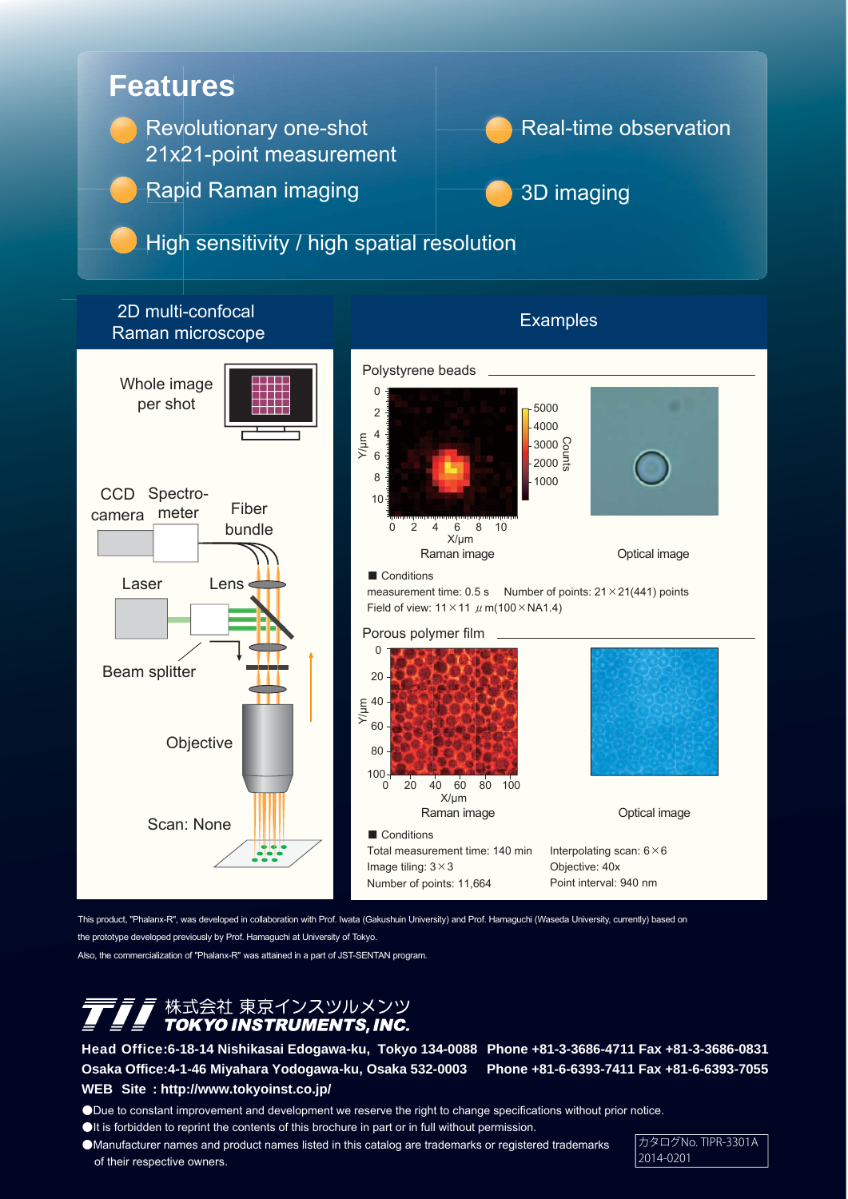## Features

- Revolutionary one-shot 21x21-point measurement
- Rapid Raman imaging
- High sensitivity / high spatial resolution
- Real-time observation
- 3D imaging

### 2D multi-confocal Raman microscope

Whole image per shot

CCD camera

Spectro-meter

Fiber bundle

Laser

Lens

Beam splitter

Objective

Scan: None

### Examples

#### Polystyrene beads

Y/μm
0
2
4
6
8
10
0 2 4 6 8 10
X/μm
5000
4000
3000
2000
1000
Counts

Raman image

Optical image

■ Conditions

measurement time: 0.5 s　Number of points: 21×21(441) points

Field of view: 11×11 μm(100×NA1.4)

#### Porous polymer film

Y/μm
0
20
40
60
80
100
0 20 40 60 80 100
X/μm

Raman image

Optical image

■ Conditions

Total measurement time: 140 min
Image tiling: 3×3
Number of points: 11,664
Interpolating scan: 6×6
Objective: 40x
Point interval: 940 nm

This product, "Phalanx-R", was developed in collaboration with Prof. Iwata (Gakushuin University) and Prof. Hamaguchi (Waseda University, currently) based on the prototype developed previously by Prof. Hamaguchi at University of Tokyo.

Also, the commercialization of "Phalanx-R" was attained in a part of JST-SENTAN program.

TII 株式会社 東京インスツルメンツ
**TOKYO INSTRUMENTS, INC.**

**Head Office:6-18-14 Nishikasai Edogawa-ku, Tokyo 134-0088　Phone +81-3-3686-4711 Fax +81-3-3686-0831**
**Osaka Office:4-1-46 Miyahara Yodogawa-ku, Osaka 532-0003　Phone +81-6-6393-7411 Fax +81-6-6393-7055**
**WEB Site : http://www.tokyoinst.co.jp/**

- Due to constant improvement and development we reserve the right to change specifications without prior notice.
- It is forbidden to reprint the contents of this brochure in part or in full without permission.
- Manufacturer names and product names listed in this catalog are trademarks or registered trademarks of their respective owners.

カタログNo. TIPR-3301A
2014-0201